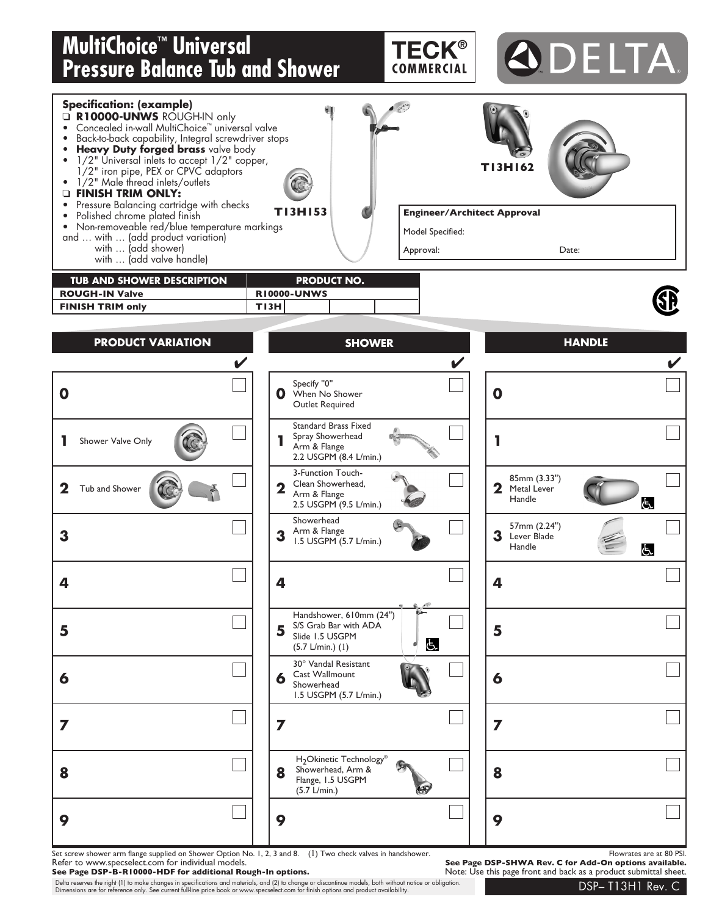# MultiChoice™ Universal Pressure Balance Tub and Shower

TECK® COMMERCIAL

DELTA®

**Specification: (example)**

❑ **R10000-UNWS** ROUGH-IN only
- Concealed in-wall MultiChoice™ universal valve
- Back-to-back capability, Integral screwdriver stops
- **Heavy Duty forged brass** valve body
- 1/2" Universal inlets to accept 1/2" copper, 1/2" iron pipe, PEX or CPVC adaptors
- 1/2" Male thread inlets/outlets

❑ **FINISH TRIM ONLY:**
- Pressure Balancing cartridge with checks
- Polished chrome plated finish
- Non-removeable red/blue temperature markings

and … with … (add product variation)
with … (add shower)
with … (add valve handle)

T13H153

T13H162

**Engineer/Architect Approval**

Model Specified:

Approval: Date:

| TUB AND SHOWER DESCRIPTION | PRODUCT NO. | | | |
|---|---|---|---|---|
| **ROUGH-IN Valve** | **R10000-UNWS** | | | |
| **FINISH TRIM only** | **T13H** | | | |

| PRODUCT VARIATION | ✔ | SHOWER | ✔ | HANDLE | ✔ |
|---|---|---|---|---|---|
| **0** | ❑ | **0** Specify "0" When No Shower Outlet Required | ❑ | **0** | ❑ |
| **1** Shower Valve Only | ❑ | **1** Standard Brass Fixed Spray Showerhead Arm & Flange 2.2 USGPM (8.4 L/min.) | ❑ | **1** | ❑ |
| **2** Tub and Shower | ❑ | **2** 3-Function Touch-Clean Showerhead, Arm & Flange 2.5 USGPM (9.5 L/min.) | ❑ | **2** 85mm (3.33") Metal Lever Handle | ❑ |
| **3** | ❑ | **3** Showerhead Arm & Flange 1.5 USGPM (5.7 L/min.) | ❑ | **3** 57mm (2.24") Lever Blade Handle | ❑ |
| **4** | ❑ | **4** | ❑ | **4** | ❑ |
| **5** | ❑ | **5** Handshower, 610mm (24") S/S Grab Bar with ADA Slide 1.5 USGPM (5.7 L/min.) (1) | ❑ | **5** | ❑ |
| **6** | ❑ | **6** 30° Vandal Resistant Cast Wallmount Showerhead 1.5 USGPM (5.7 L/min.) | ❑ | **6** | ❑ |
| **7** | ❑ | **7** | ❑ | **7** | ❑ |
| **8** | ❑ | **8** $H_2$Okinetic Technology® Showerhead, Arm & Flange, 1.5 USGPM (5.7 L/min.) | ❑ | **8** | ❑ |
| **9** | ❑ | **9** | ❑ | **9** | ❑ |

Set screw shower arm flange supplied on Shower Option No. 1, 2, 3 and 8. (1) Two check valves in handshower.
Refer to www.specselect.com for individual models.
**See Page DSP-B-R10000-HDF for additional Rough-In options.**

Flowrates are at 80 PSI.
**See Page DSP-SHWA Rev. C for Add-On options available.**
Note: Use this page front and back as a product submittal sheet.

Delta reserves the right (1) to make changes in specifications and materials, and (2) to change or discontinue models, both without notice or obligation.
Dimensions are for reference only. See current full-line price book or www.specselect.com for finish options and product availability.

DSP– T13H1 Rev. C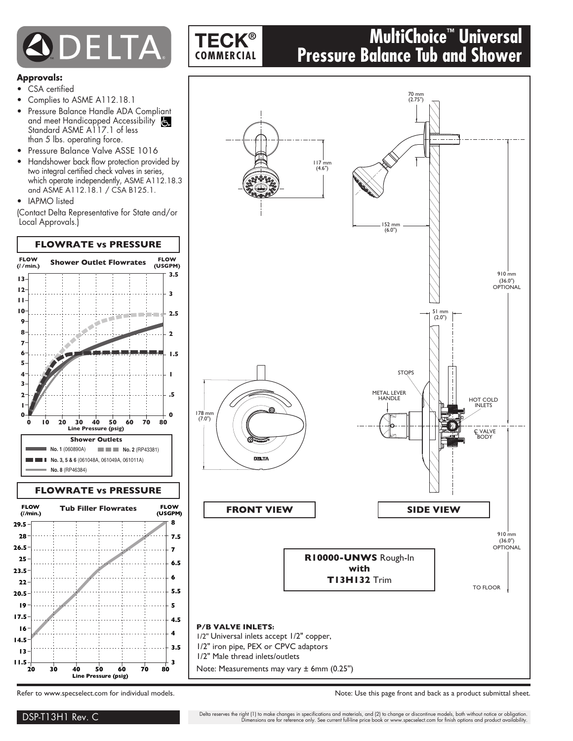# DELTA

## TECK® COMMERCIAL

# MultiChoice™ Universal Pressure Balance Tub and Shower

**Approvals:**

- CSA certified
- Complies to ASME A112.18.1
- Pressure Balance Handle ADA Compliant and meet Handicapped Accessibility Standard ASME A117.1 of less than 5 lbs. operating force.
- Pressure Balance Valve ASSE 1016
- Handshower back flow protection provided by two integral certified check valves in series, which operate independently, ASME A112.18.3 and ASME A112.18.1 / CSA B125.1.
- IAPMO listed

(Contact Delta Representative for State and/or Local Approvals.)

### FLOWRATE vs PRESSURE

**Shower Outlet Flowrates**

FLOW (l/min.) — FLOW (USGPM) — Line Pressure (psig)

**Shower Outlets**

- **No. 1** (060890A)
- **No. 2** (RP43381)
- **No. 3, 5 & 6** (061048A, 061049A, 061011A)
- **No. 8** (RP46384)

### FLOWRATE vs PRESSURE

**Tub Filler Flowrates**

FLOW (l/min.) — FLOW (USGPM) — Line Pressure (psig)

70 mm (2.75")

117 mm (4.6")

152 mm (6.0")

910 mm (36.0") OPTIONAL

51 mm (2.0")

STOPS

METAL LEVER HANDLE

HOT COLD INLETS

℄ VALVE BODY

178 mm (7.0")

**FRONT VIEW**

**SIDE VIEW**

910 mm (36.0") OPTIONAL

TO FLOOR

**R10000-UNWS** Rough-In **with** **T13H132** Trim

**P/B VALVE INLETS:**

1/2" Universal inlets accept 1/2" copper,
1/2" iron pipe, PEX or CPVC adaptors
1/2" Male thread inlets/outlets

Note: Measurements may vary ± 6mm (0.25")

Refer to www.specselect.com for individual models.

Note: Use this page front and back as a product submittal sheet.

DSP-T13H1 Rev. C

Delta reserves the right (1) to make changes in specifications and materials, and (2) to change or discontinue models, both without notice or obligation. Dimensions are for reference only. See current full-line price book or www.specselect.com for finish options and product availability.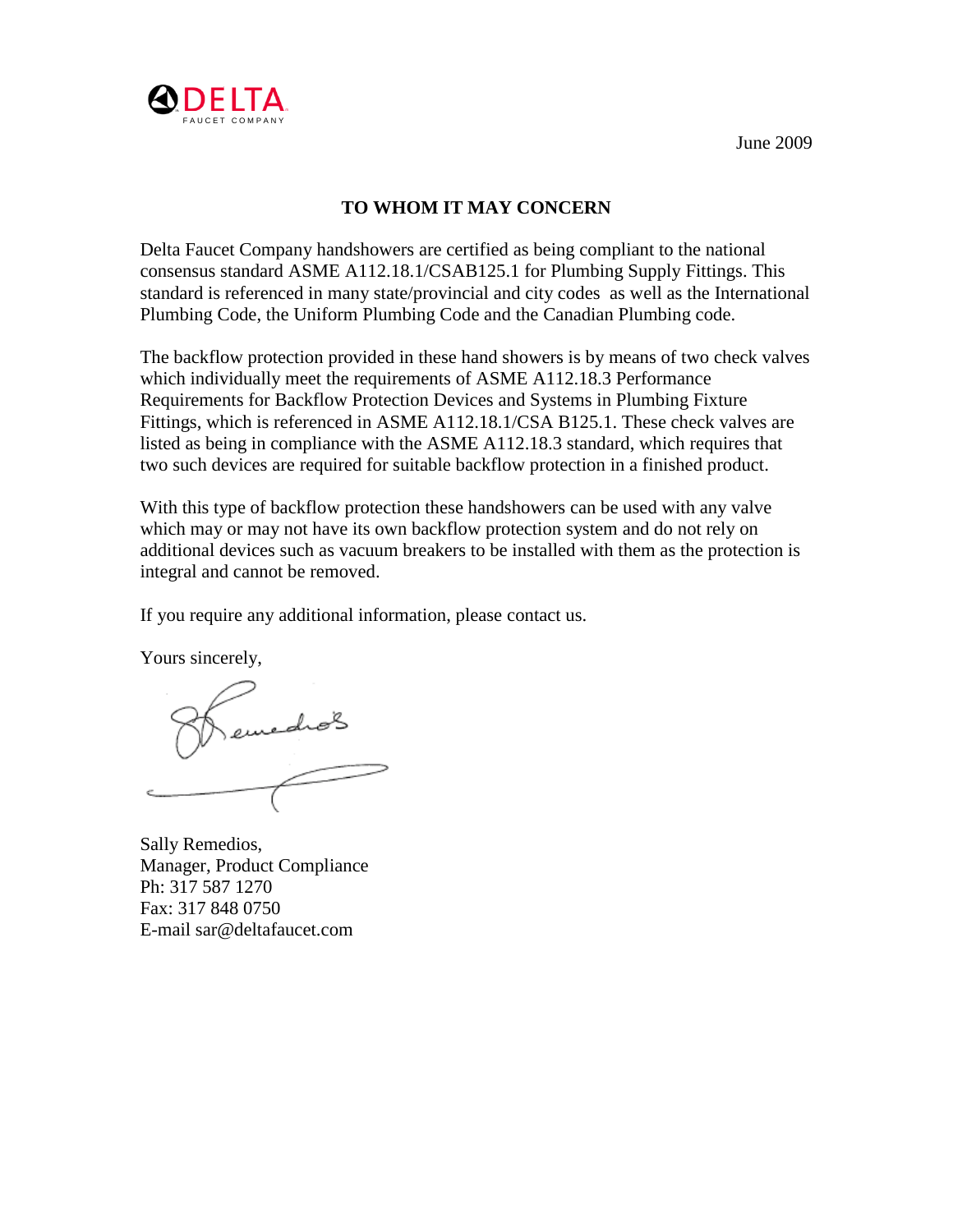DELTA
FAUCET COMPANY

June 2009

**TO WHOM IT MAY CONCERN**

Delta Faucet Company handshowers are certified as being compliant to the national consensus standard ASME A112.18.1/CSAB125.1 for Plumbing Supply Fittings. This standard is referenced in many state/provincial and city codes as well as the International Plumbing Code, the Uniform Plumbing Code and the Canadian Plumbing code.

The backflow protection provided in these hand showers is by means of two check valves which individually meet the requirements of ASME A112.18.3 Performance Requirements for Backflow Protection Devices and Systems in Plumbing Fixture Fittings, which is referenced in ASME A112.18.1/CSA B125.1. These check valves are listed as being in compliance with the ASME A112.18.3 standard, which requires that two such devices are required for suitable backflow protection in a finished product.

With this type of backflow protection these handshowers can be used with any valve which may or may not have its own backflow protection system and do not rely on additional devices such as vacuum breakers to be installed with them as the protection is integral and cannot be removed.

If you require any additional information, please contact us.

Yours sincerely,

Sally Remedios,
Manager, Product Compliance
Ph: 317 587 1270
Fax: 317 848 0750
E-mail sar@deltafaucet.com